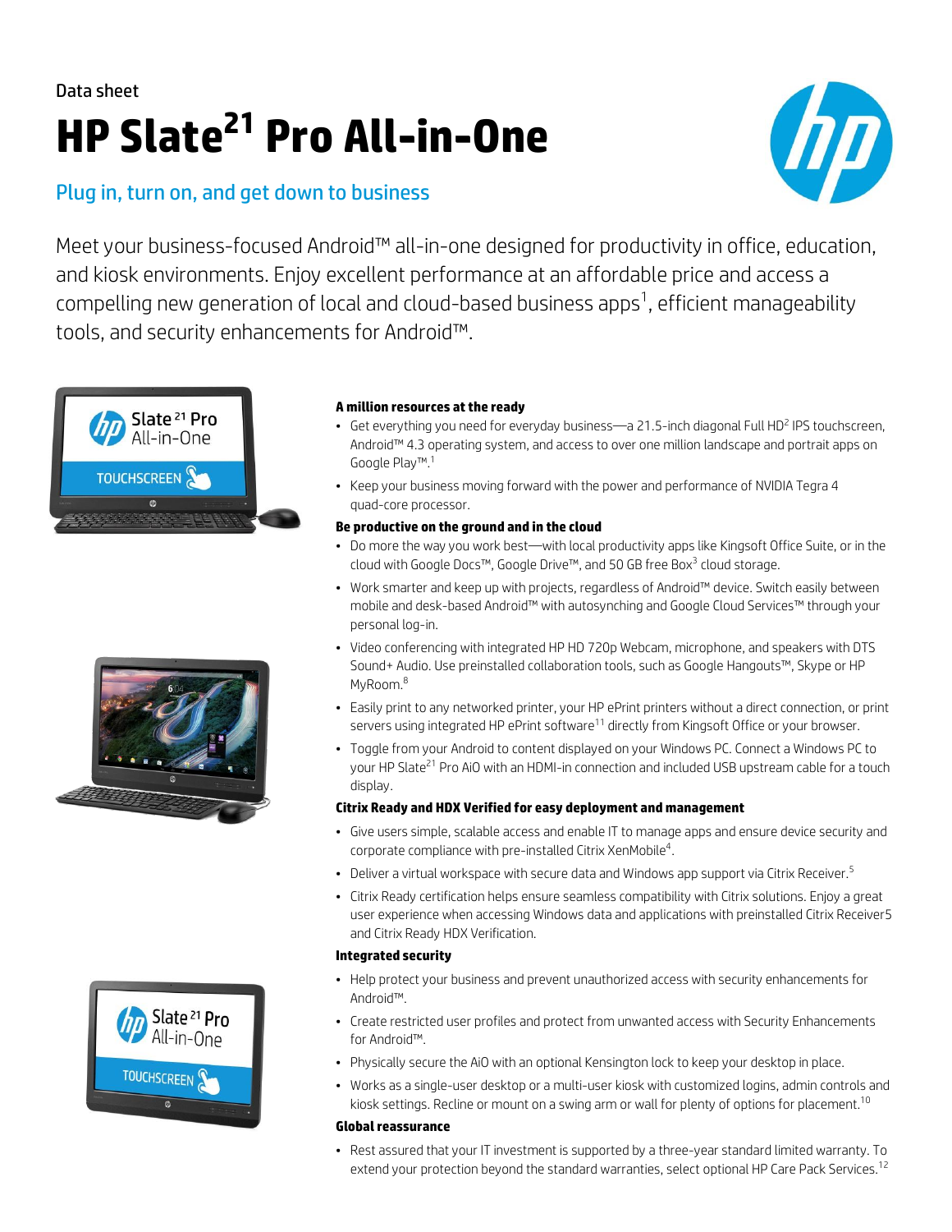Data sheet

# HP Slate21 Pro All-in-One

## Plug in, turn on, and get down to business

Meet your business-focused Android™ all-in-one designed for productivity in office, education, and kiosk environments. Enjoy excellent performance at an affordable price and access a compelling new generation of local and cloud-based business apps[1], efficient manageability tools, and security enhancements for Android™.

### A million resources at the ready

- Get everything you need for everyday business—a 21.5-inch diagonal Full HD[2] IPS touchscreen, Android™ 4.3 operating system, and access to over one million landscape and portrait apps on Google Play™.[1]
- Keep your business moving forward with the power and performance of NVIDIA Tegra 4 quad-core processor.

### Be productive on the ground and in the cloud

- Do more the way you work best—with local productivity apps like Kingsoft Office Suite, or in the cloud with Google Docs™, Google Drive™, and 50 GB free Box[3] cloud storage.
- Work smarter and keep up with projects, regardless of Android™ device. Switch easily between mobile and desk-based Android™ with autosynching and Google Cloud Services™ through your personal log-in.
- Video conferencing with integrated HP HD 720p Webcam, microphone, and speakers with DTS Sound+ Audio. Use preinstalled collaboration tools, such as Google Hangouts™, Skype or HP MyRoom.[8]
- Easily print to any networked printer, your HP ePrint printers without a direct connection, or print servers using integrated HP ePrint software[11] directly from Kingsoft Office or your browser.
- Toggle from your Android to content displayed on your Windows PC. Connect a Windows PC to your HP Slate[21] Pro AiO with an HDMI-in connection and included USB upstream cable for a touch display.

### Citrix Ready and HDX Verified for easy deployment and management

- Give users simple, scalable access and enable IT to manage apps and ensure device security and corporate compliance with pre-installed Citrix XenMobile[4].
- Deliver a virtual workspace with secure data and Windows app support via Citrix Receiver.[5]
- Citrix Ready certification helps ensure seamless compatibility with Citrix solutions. Enjoy a great user experience when accessing Windows data and applications with preinstalled Citrix Receiver5 and Citrix Ready HDX Verification.

### Integrated security

- Help protect your business and prevent unauthorized access with security enhancements for Android™.
- Create restricted user profiles and protect from unwanted access with Security Enhancements for Android™.
- Physically secure the AiO with an optional Kensington lock to keep your desktop in place.
- Works as a single-user desktop or a multi-user kiosk with customized logins, admin controls and kiosk settings. Recline or mount on a swing arm or wall for plenty of options for placement.[10]

### Global reassurance

- Rest assured that your IT investment is supported by a three-year standard limited warranty. To extend your protection beyond the standard warranties, select optional HP Care Pack Services.[12]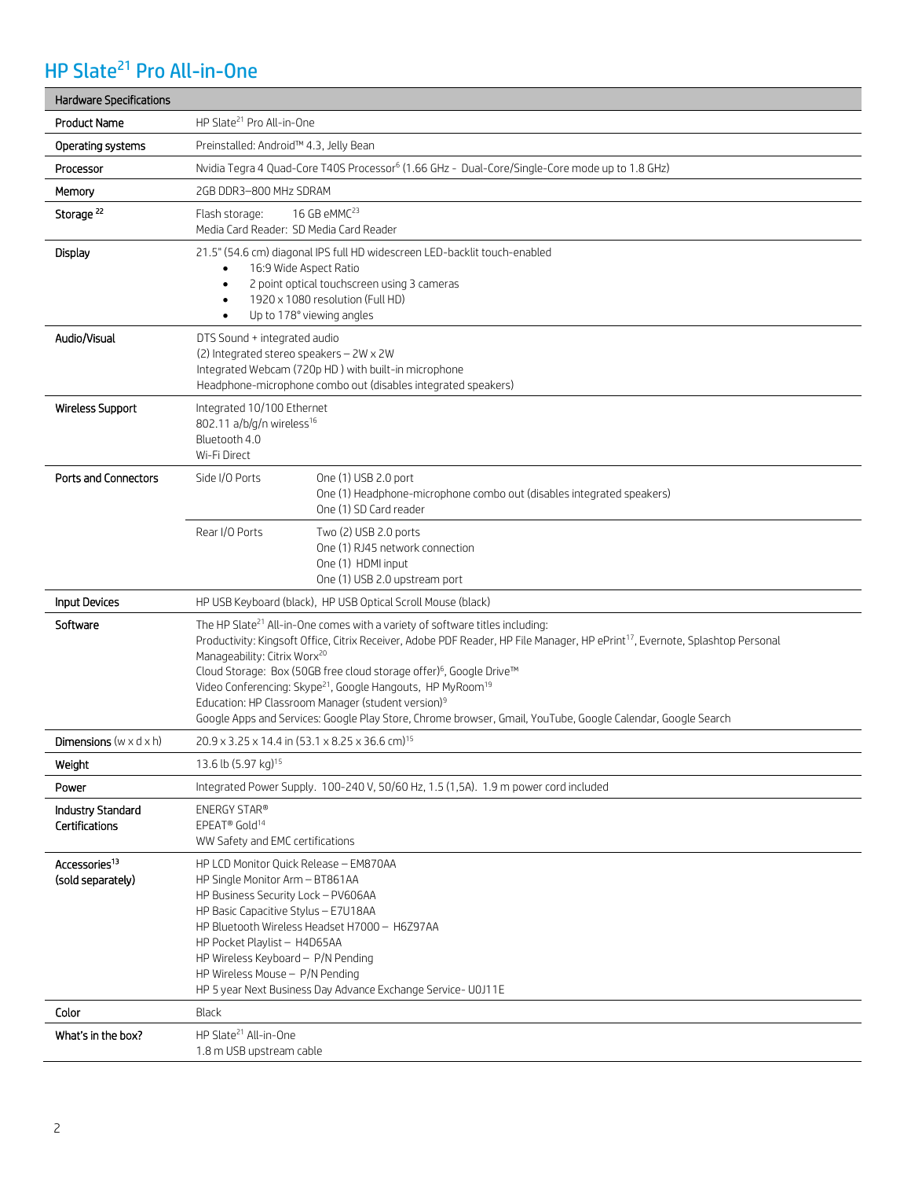# HP Slate[21] Pro All-in-One

| Hardware Specifications | | |
|---|---|---|
| Product Name | HP Slate[21] Pro All-in-One | |
| Operating systems | Preinstalled: Android™ 4.3, Jelly Bean | |
| Processor | Nvidia Tegra 4 Quad-Core T40S Processor[6] (1.66 GHz - Dual-Core/Single-Core mode up to 1.8 GHz) | |
| Memory | 2GB DDR3–800 MHz SDRAM | |
| Storage [22] | Flash storage: 16 GB eMMC[23]<br>Media Card Reader: SD Media Card Reader | |
| Display | 21.5" (54.6 cm) diagonal IPS full HD widescreen LED-backlit touch-enabled<br>• 16:9 Wide Aspect Ratio<br>• 2 point optical touchscreen using 3 cameras<br>• 1920 x 1080 resolution (Full HD)<br>• Up to 178° viewing angles | |
| Audio/Visual | DTS Sound + integrated audio<br>(2) Integrated stereo speakers – 2W x 2W<br>Integrated Webcam (720p HD ) with built-in microphone<br>Headphone-microphone combo out (disables integrated speakers) | |
| Wireless Support | Integrated 10/100 Ethernet<br>802.11 a/b/g/n wireless[16]<br>Bluetooth 4.0<br>Wi-Fi Direct | |
| Ports and Connectors | Side I/O Ports | One (1) USB 2.0 port<br>One (1) Headphone-microphone combo out (disables integrated speakers)<br>One (1) SD Card reader |
| | Rear I/O Ports | Two (2) USB 2.0 ports<br>One (1) RJ45 network connection<br>One (1) HDMI input<br>One (1) USB 2.0 upstream port |
| Input Devices | HP USB Keyboard (black), HP USB Optical Scroll Mouse (black) | |
| Software | The HP Slate[21] All-in-One comes with a variety of software titles including:<br>Productivity: Kingsoft Office, Citrix Receiver, Adobe PDF Reader, HP File Manager, HP ePrint[17], Evernote, Splashtop Personal<br>Manageability: Citrix Worx[20]<br>Cloud Storage: Box (50GB free cloud storage offer)[6], Google Drive™<br>Video Conferencing: Skype[21], Google Hangouts, HP MyRoom[19]<br>Education: HP Classroom Manager (student version)[9]<br>Google Apps and Services: Google Play Store, Chrome browser, Gmail, YouTube, Google Calendar, Google Search | |
| Dimensions (w x d x h) | 20.9 x 3.25 x 14.4 in (53.1 x 8.25 x 36.6 cm)[15] | |
| Weight | 13.6 lb (5.97 kg)[15] | |
| Power | Integrated Power Supply. 100-240 V, 50/60 Hz, 1.5 (1,5A). 1.9 m power cord included | |
| Industry Standard Certifications | ENERGY STAR®<br>EPEAT® Gold[14]<br>WW Safety and EMC certifications | |
| Accessories[13] (sold separately) | HP LCD Monitor Quick Release – EM870AA<br>HP Single Monitor Arm – BT861AA<br>HP Business Security Lock – PV606AA<br>HP Basic Capacitive Stylus – E7U18AA<br>HP Bluetooth Wireless Headset H7000 – H6Z97AA<br>HP Pocket Playlist – H4D65AA<br>HP Wireless Keyboard – P/N Pending<br>HP Wireless Mouse – P/N Pending<br>HP 5 year Next Business Day Advance Exchange Service- U0J11E | |
| Color | Black | |
| What's in the box? | HP Slate[21] All-in-One<br>1.8 m USB upstream cable | |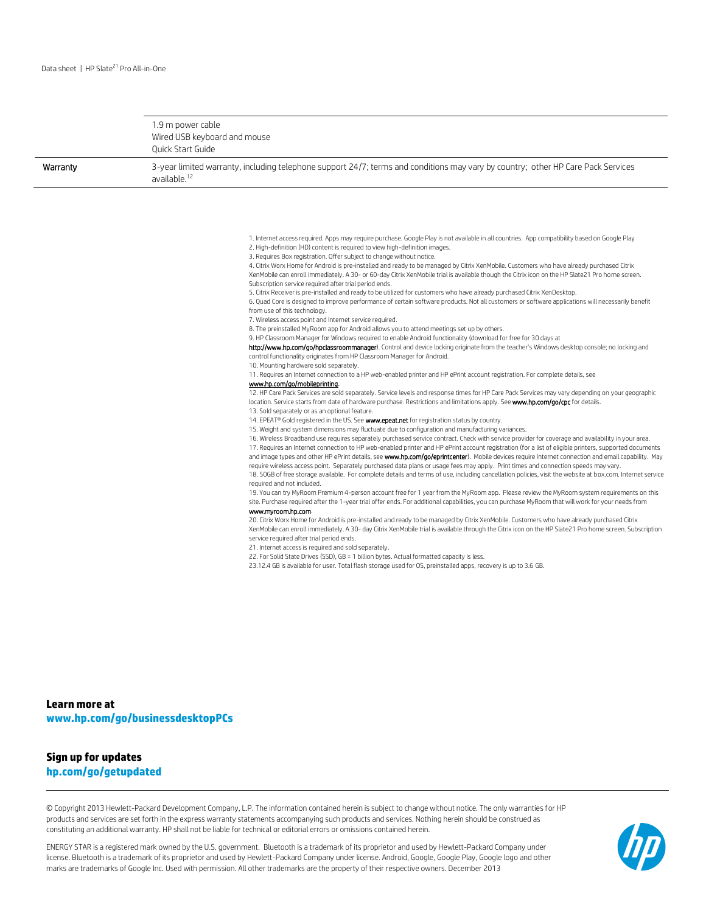| | |
|---|---|
| | 1.9 m power cable<br>Wired USB keyboard and mouse<br>Quick Start Guide |
| Warranty | 3-year limited warranty, including telephone support 24/7; terms and conditions may vary by country; other HP Care Pack Services available.[12] |

1. Internet access required. Apps may require purchase. Google Play is not available in all countries. App compatibility based on Google Play
2. High-definition (HD) content is required to view high-definition images.
3. Requires Box registration. Offer subject to change without notice.
4. Citrix Worx Home for Android is pre-installed and ready to be managed by Citrix XenMobile. Customers who have already purchased Citrix XenMobile can enroll immediately. A 30- or 60-day Citrix XenMobile trial is available though the Citrix icon on the HP Slate21 Pro home screen. Subscription service required after trial period ends.
5. Citrix Receiver is pre-installed and ready to be utilized for customers who have already purchased Citrix XenDesktop.
6. Quad Core is designed to improve performance of certain software products. Not all customers or software applications will necessarily benefit from use of this technology.
7. Wireless access point and Internet service required.
8. The preinstalled MyRoom app for Android allows you to attend meetings set up by others.
9. HP Classroom Manager for Windows required to enable Android functionality (download for free for 30 days at **http://www.hp.com/go/hpclassroommanager**). Control and device locking originate from the teacher's Windows desktop console; no locking and control functionality originates from HP Classroom Manager for Android.
10. Mounting hardware sold separately.
11. Requires an Internet connection to a HP web-enabled printer and HP ePrint account registration. For complete details, see **www.hp.com/go/mobileprinting**.
12. HP Care Pack Services are sold separately. Service levels and response times for HP Care Pack Services may vary depending on your geographic location. Service starts from date of hardware purchase. Restrictions and limitations apply. See **www.hp.com/go/cpc** for details.
13. Sold separately or as an optional feature.
14. EPEAT® Gold registered in the US. See **www.epeat.net** for registration status by country.
15. Weight and system dimensions may fluctuate due to configuration and manufacturing variances.
16. Wireless Broadband use requires separately purchased service contract. Check with service provider for coverage and availability in your area.
17. Requires an Internet connection to HP web-enabled printer and HP ePrint account registration (for a list of eligible printers, supported documents and image types and other HP ePrint details, see **www.hp.com/go/eprintcenter**). Mobile devices require Internet connection and email capability. May require wireless access point. Separately purchased data plans or usage fees may apply. Print times and connection speeds may vary.
18. 50GB of free storage available. For complete details and terms of use, including cancellation policies, visit the website at box.com. Internet service required and not included.
19. You can try MyRoom Premium 4-person account free for 1 year from the MyRoom app. Please review the MyRoom system requirements on this site. Purchase required after the 1-year trial offer ends. For additional capabilities, you can purchase MyRoom that will work for your needs from **www.myroom.hp.com**.
20. Citrix Worx Home for Android is pre-installed and ready to be managed by Citrix XenMobile. Customers who have already purchased Citrix XenMobile can enroll immediately. A 30- day Citrix XenMobile trial is available through the Citrix icon on the HP Slate21 Pro home screen. Subscription service required after trial period ends.
21. Internet access is required and sold separately.
22. For Solid State Drives (SSD), GB = 1 billion bytes. Actual formatted capacity is less.
23. 12.4 GB is available for user. Total flash storage used for OS, preinstalled apps, recovery is up to 3.6 GB.

**Learn more at**
**www.hp.com/go/businessdesktopPCs**

**Sign up for updates**
**hp.com/go/getupdated**

© Copyright 2013 Hewlett-Packard Development Company, L.P. The information contained herein is subject to change without notice. The only warranties for HP products and services are set forth in the express warranty statements accompanying such products and services. Nothing herein should be construed as constituting an additional warranty. HP shall not be liable for technical or editorial errors or omissions contained herein.

ENERGY STAR is a registered mark owned by the U.S. government. Bluetooth is a trademark of its proprietor and used by Hewlett-Packard Company under license. Bluetooth is a trademark of its proprietor and used by Hewlett-Packard Company under license. Android, Google, Google Play, Google logo and other marks are trademarks of Google Inc. Used with permission. All other trademarks are the property of their respective owners. December 2013